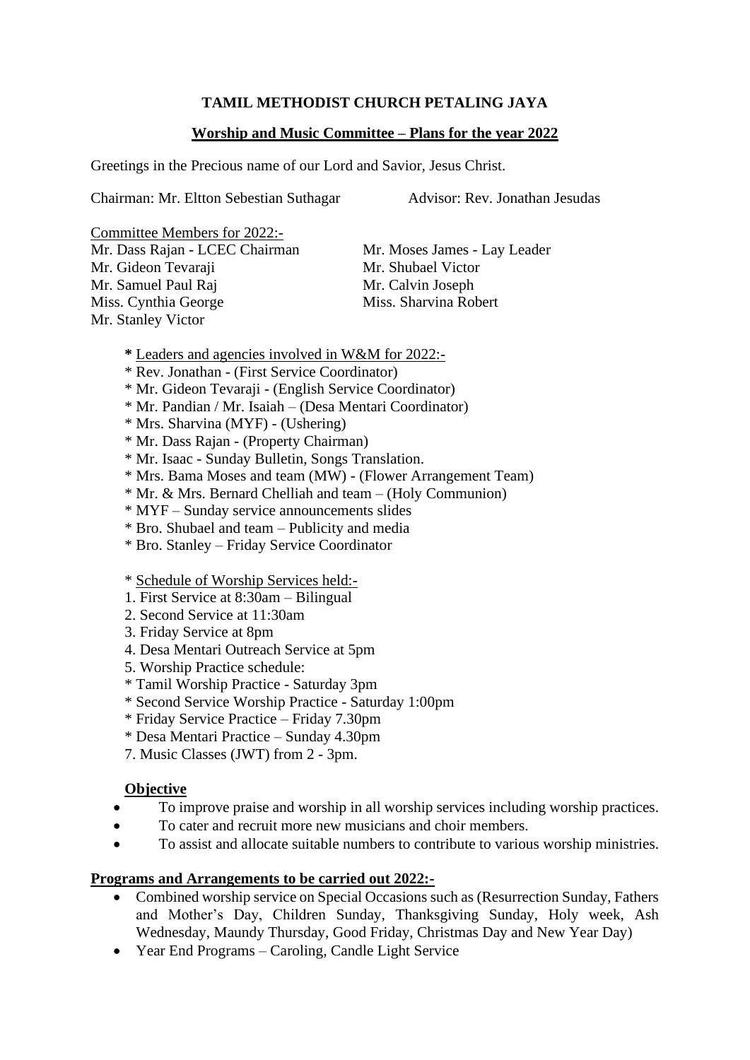**TAMIL METHODIST CHURCH PETALING JAYA**

**Worship and Music Committee – Plans for the year 2022**

Greetings in the Precious name of our Lord and Savior, Jesus Christ.

Chairman: Mr. Eltton Sebestian Suthagar

Advisor: Rev. Jonathan Jesudas

Committee Members for 2022:-

Mr. Dass Rajan - LCEC Chairman
Mr. Moses James - Lay Leader
Mr. Gideon Tevaraji
Mr. Shubael Victor
Mr. Samuel Paul Raj
Mr. Calvin Joseph
Miss. Cynthia George
Miss. Sharvina Robert
Mr. Stanley Victor

**\*** Leaders and agencies involved in W&M for 2022:-

* Rev. Jonathan - (First Service Coordinator)
* Mr. Gideon Tevaraji - (English Service Coordinator)
* Mr. Pandian / Mr. Isaiah – (Desa Mentari Coordinator)
* Mrs. Sharvina (MYF) - (Ushering)
* Mr. Dass Rajan - (Property Chairman)
* Mr. Isaac - Sunday Bulletin, Songs Translation.
* Mrs. Bama Moses and team (MW) - (Flower Arrangement Team)
* Mr. & Mrs. Bernard Chelliah and team – (Holy Communion)
* MYF – Sunday service announcements slides
* Bro. Shubael and team – Publicity and media
* Bro. Stanley – Friday Service Coordinator

\* Schedule of Worship Services held:-

1. First Service at 8:30am – Bilingual
2. Second Service at 11:30am
3. Friday Service at 8pm
4. Desa Mentari Outreach Service at 5pm
5. Worship Practice schedule:
   * Tamil Worship Practice - Saturday 3pm
   * Second Service Worship Practice - Saturday 1:00pm
   * Friday Service Practice – Friday 7.30pm
   * Desa Mentari Practice – Sunday 4.30pm
7. Music Classes (JWT) from 2 - 3pm.

**Objective**

- To improve praise and worship in all worship services including worship practices.
- To cater and recruit more new musicians and choir members.
- To assist and allocate suitable numbers to contribute to various worship ministries.

**Programs and Arrangements to be carried out 2022:-**

- Combined worship service on Special Occasions such as (Resurrection Sunday, Fathers and Mother's Day, Children Sunday, Thanksgiving Sunday, Holy week, Ash Wednesday, Maundy Thursday, Good Friday, Christmas Day and New Year Day)
- Year End Programs – Caroling, Candle Light Service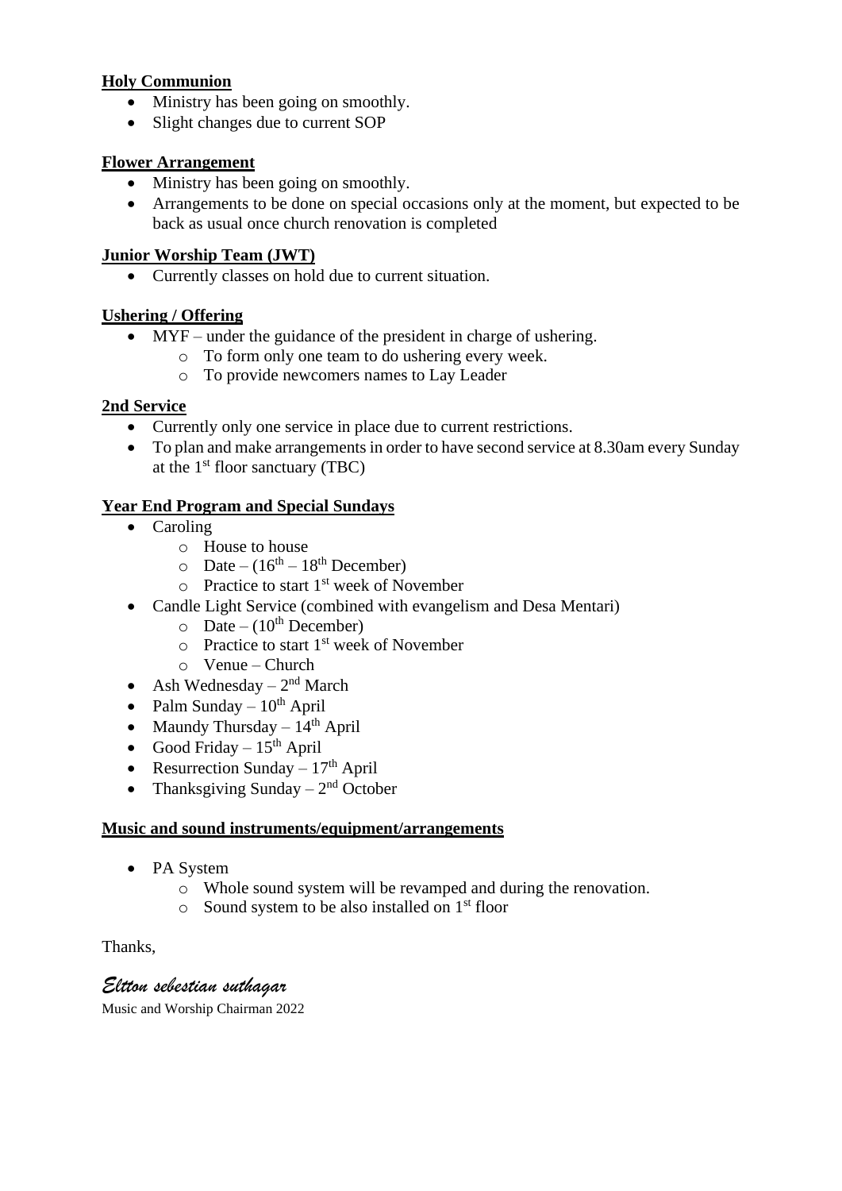**Holy Communion**

- Ministry has been going on smoothly.
- Slight changes due to current SOP

**Flower Arrangement**

- Ministry has been going on smoothly.
- Arrangements to be done on special occasions only at the moment, but expected to be back as usual once church renovation is completed

**Junior Worship Team (JWT)**

- Currently classes on hold due to current situation.

**Ushering / Offering**

- MYF – under the guidance of the president in charge of ushering.
    - To form only one team to do ushering every week.
    - To provide newcomers names to Lay Leader

**2nd Service**

- Currently only one service in place due to current restrictions.
- To plan and make arrangements in order to have second service at 8.30am every Sunday at the 1st floor sanctuary (TBC)

**Year End Program and Special Sundays**

- Caroling
    - House to house
    - Date – (16th – 18th December)
    - Practice to start 1st week of November
- Candle Light Service (combined with evangelism and Desa Mentari)
    - Date – (10th December)
    - Practice to start 1st week of November
    - Venue – Church
- Ash Wednesday – 2nd March
- Palm Sunday – 10th April
- Maundy Thursday – 14th April
- Good Friday – 15th April
- Resurrection Sunday – 17th April
- Thanksgiving Sunday – 2nd October

**Music and sound instruments/equipment/arrangements**

- PA System
    - Whole sound system will be revamped and during the renovation.
    - Sound system to be also installed on 1st floor

Thanks,

*Eltton sebestian suthagar*

Music and Worship Chairman 2022